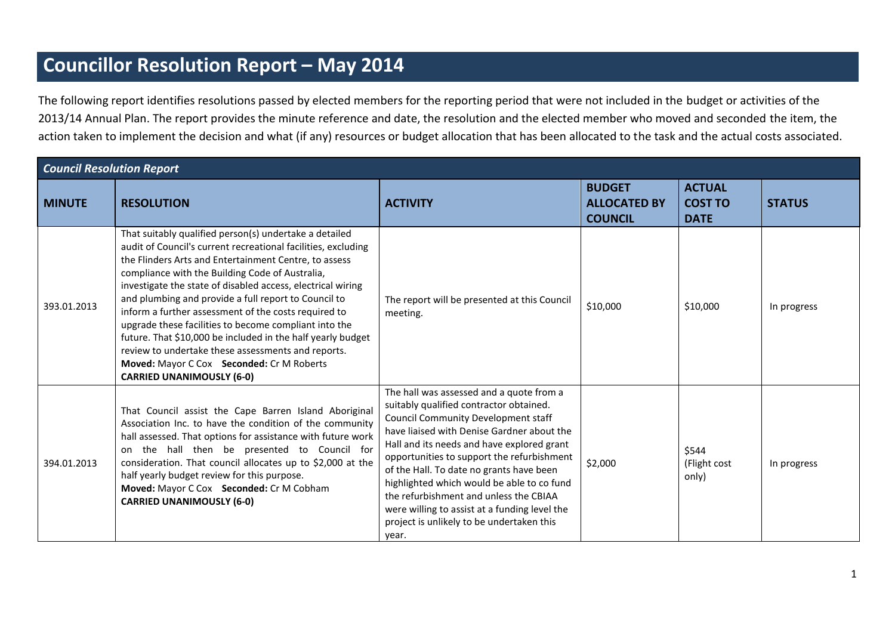# Councillor Resolution Report – May 2014

The following report identifies resolutions passed by elected members for the reporting period that were not included in the budget or activities of the 2013/14 Annual Plan. The report provides the minute reference and date, the resolution and the elected member who moved and seconded the item, the action taken to implement the decision and what (if any) resources or budget allocation that has been allocated to the task and the actual costs associated.

| ***Council Resolution Report*** | | | | | |
|---|---|---|---|---|---|
| **MINUTE** | **RESOLUTION** | **ACTIVITY** | **BUDGET ALLOCATED BY COUNCIL** | **ACTUAL COST TO DATE** | **STATUS** |
| 393.01.2013 | That suitably qualified person(s) undertake a detailed audit of Council's current recreational facilities, excluding the Flinders Arts and Entertainment Centre, to assess compliance with the Building Code of Australia, investigate the state of disabled access, electrical wiring and plumbing and provide a full report to Council to inform a further assessment of the costs required to upgrade these facilities to become compliant into the future. That $10,000 be included in the half yearly budget review to undertake these assessments and reports. **Moved:** Mayor C Cox **Seconded:** Cr M Roberts **CARRIED UNANIMOUSLY (6-0)** | The report will be presented at this Council meeting. | $10,000 | $10,000 | In progress |
| 394.01.2013 | That Council assist the Cape Barren Island Aboriginal Association Inc. to have the condition of the community hall assessed. That options for assistance with future work on the hall then be presented to Council for consideration. That council allocates up to $2,000 at the half yearly budget review for this purpose. **Moved:** Mayor C Cox **Seconded:** Cr M Cobham **CARRIED UNANIMOUSLY (6-0)** | The hall was assessed and a quote from a suitably qualified contractor obtained. Council Community Development staff have liaised with Denise Gardner about the Hall and its needs and have explored grant opportunities to support the refurbishment of the Hall. To date no grants have been highlighted which would be able to co fund the refurbishment and unless the CBIAA were willing to assist at a funding level the project is unlikely to be undertaken this year. | $2,000 | $544 (Flight cost only) | In progress |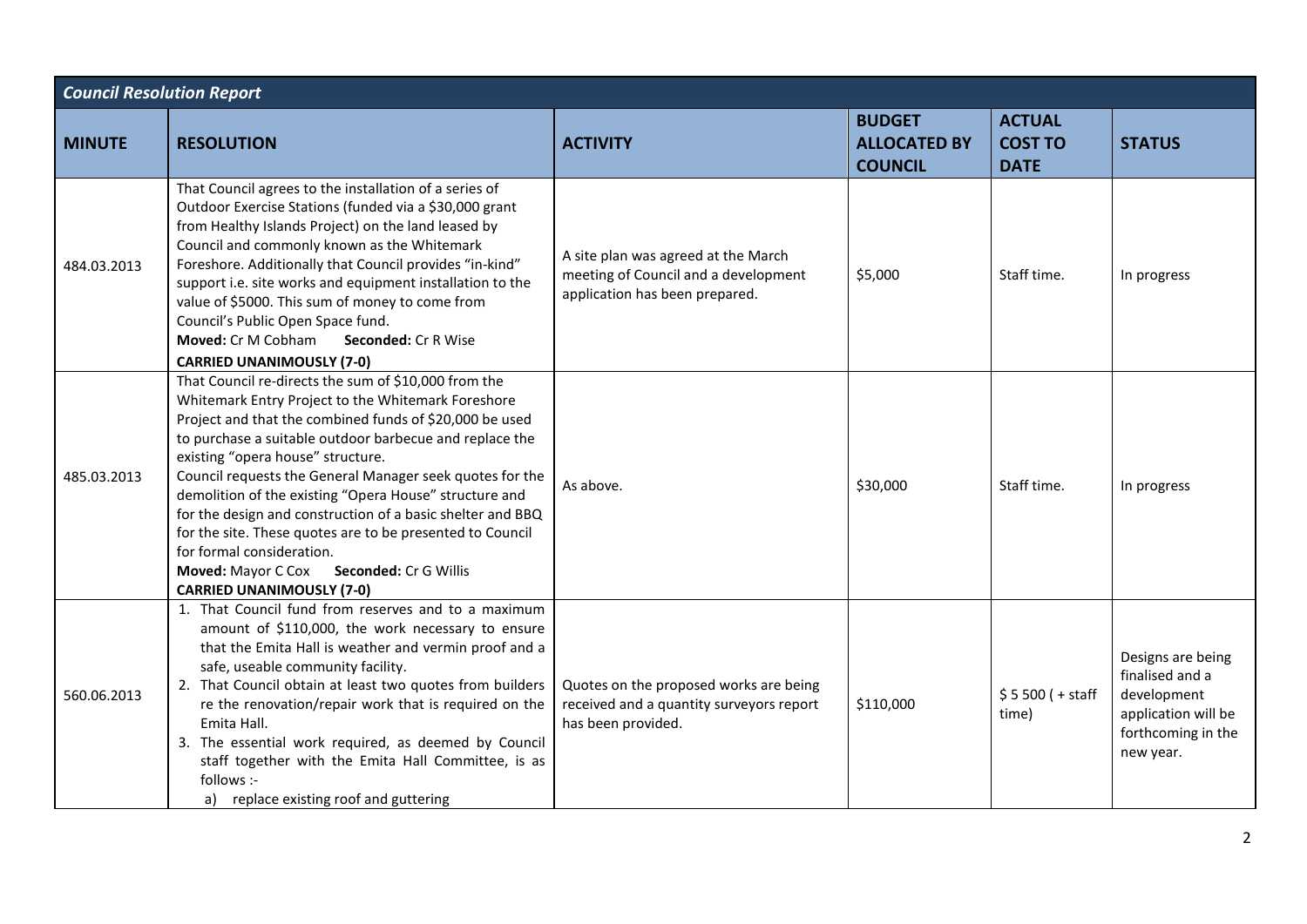***Council Resolution Report***

| MINUTE | RESOLUTION | ACTIVITY | BUDGET ALLOCATED BY COUNCIL | ACTUAL COST TO DATE | STATUS |
|---|---|---|---|---|---|
| 484.03.2013 | That Council agrees to the installation of a series of Outdoor Exercise Stations (funded via a $30,000 grant from Healthy Islands Project) on the land leased by Council and commonly known as the Whitemark Foreshore. Additionally that Council provides "in-kind" support i.e. site works and equipment installation to the value of $5000. This sum of money to come from Council's Public Open Space fund.<br>**Moved:** Cr M Cobham **Seconded:** Cr R Wise<br>**CARRIED UNANIMOUSLY (7-0)** | A site plan was agreed at the March meeting of Council and a development application has been prepared. | $5,000 | Staff time. | In progress |
| 485.03.2013 | That Council re-directs the sum of $10,000 from the Whitemark Entry Project to the Whitemark Foreshore Project and that the combined funds of $20,000 be used to purchase a suitable outdoor barbecue and replace the existing "opera house" structure.<br>Council requests the General Manager seek quotes for the demolition of the existing "Opera House" structure and for the design and construction of a basic shelter and BBQ for the site. These quotes are to be presented to Council for formal consideration.<br>**Moved:** Mayor C Cox **Seconded:** Cr G Willis<br>**CARRIED UNANIMOUSLY (7-0)** | As above. | $30,000 | Staff time. | In progress |
| 560.06.2013 | 1. That Council fund from reserves and to a maximum amount of $110,000, the work necessary to ensure that the Emita Hall is weather and vermin proof and a safe, useable community facility.<br>2. That Council obtain at least two quotes from builders re the renovation/repair work that is required on the Emita Hall.<br>3. The essential work required, as deemed by Council staff together with the Emita Hall Committee, is as follows :-<br>a) replace existing roof and guttering | Quotes on the proposed works are being received and a quantity surveyors report has been provided. | $110,000 | $ 5 500 ( + staff time) | Designs are being finalised and a development application will be forthcoming in the new year. |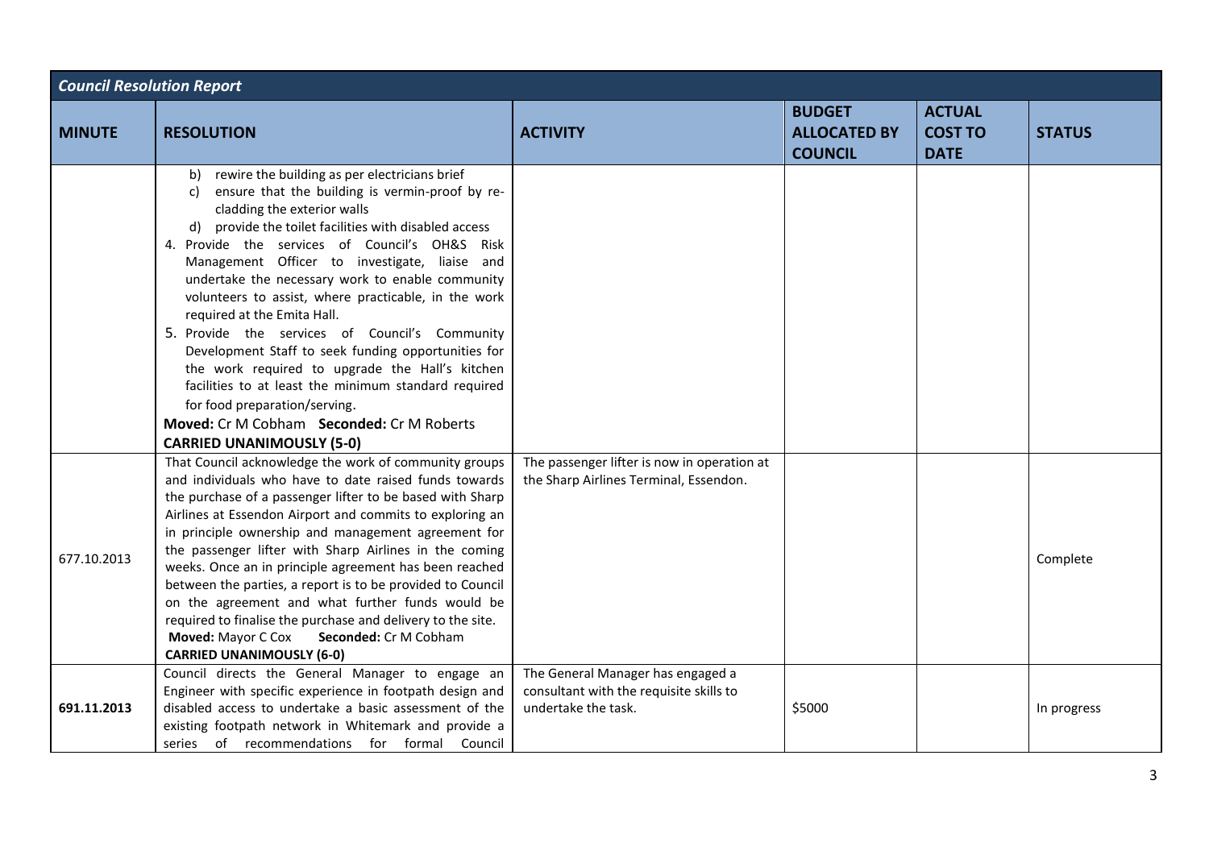| *Council Resolution Report* | | | | | |
|---|---|---|---|---|---|
| **MINUTE** | **RESOLUTION** | **ACTIVITY** | **BUDGET ALLOCATED BY COUNCIL** | **ACTUAL COST TO DATE** | **STATUS** |
| | b) rewire the building as per electricians brief<br>c) ensure that the building is vermin-proof by re-cladding the exterior walls<br>d) provide the toilet facilities with disabled access<br>4. Provide the services of Council's OH&S Risk Management Officer to investigate, liaise and undertake the necessary work to enable community volunteers to assist, where practicable, in the work required at the Emita Hall.<br>5. Provide the services of Council's Community Development Staff to seek funding opportunities for the work required to upgrade the Hall's kitchen facilities to at least the minimum standard required for food preparation/serving.<br>**Moved:** Cr M Cobham **Seconded:** Cr M Roberts<br>**CARRIED UNANIMOUSLY (5-0)** | | | | |
| 677.10.2013 | That Council acknowledge the work of community groups and individuals who have to date raised funds towards the purchase of a passenger lifter to be based with Sharp Airlines at Essendon Airport and commits to exploring an in principle ownership and management agreement for the passenger lifter with Sharp Airlines in the coming weeks. Once an in principle agreement has been reached between the parties, a report is to be provided to Council on the agreement and what further funds would be required to finalise the purchase and delivery to the site.<br>**Moved:** Mayor C Cox **Seconded:** Cr M Cobham<br>**CARRIED UNANIMOUSLY (6-0)** | The passenger lifter is now in operation at the Sharp Airlines Terminal, Essendon. | | | Complete |
| **691.11.2013** | Council directs the General Manager to engage an Engineer with specific experience in footpath design and disabled access to undertake a basic assessment of the existing footpath network in Whitemark and provide a series of recommendations for formal Council | The General Manager has engaged a consultant with the requisite skills to undertake the task. | $5000 | | In progress |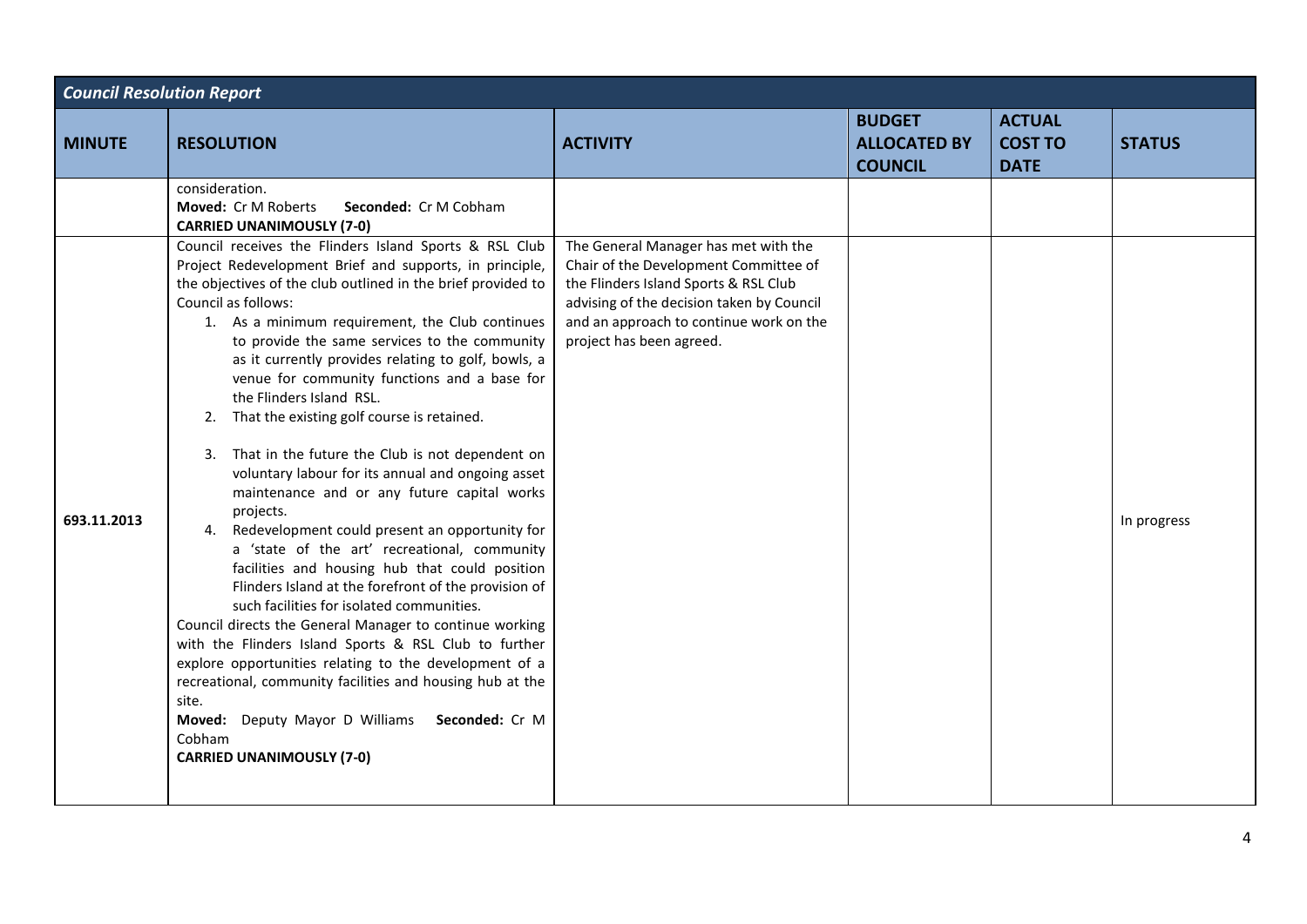| *Council Resolution Report* | | | | | |
|---|---|---|---|---|---|
| **MINUTE** | **RESOLUTION** | **ACTIVITY** | **BUDGET ALLOCATED BY COUNCIL** | **ACTUAL COST TO DATE** | **STATUS** |
| | consideration.<br>**Moved:** Cr M Roberts **Seconded:** Cr M Cobham<br>**CARRIED UNANIMOUSLY (7-0)** | | | | |
| 693.11.2013 | Council receives the Flinders Island Sports & RSL Club Project Redevelopment Brief and supports, in principle, the objectives of the club outlined in the brief provided to Council as follows:<br>1. As a minimum requirement, the Club continues to provide the same services to the community as it currently provides relating to golf, bowls, a venue for community functions and a base for the Flinders Island RSL.<br>2. That the existing golf course is retained.<br>3. That in the future the Club is not dependent on voluntary labour for its annual and ongoing asset maintenance and or any future capital works projects.<br>4. Redevelopment could present an opportunity for a 'state of the art' recreational, community facilities and housing hub that could position Flinders Island at the forefront of the provision of such facilities for isolated communities.<br>Council directs the General Manager to continue working with the Flinders Island Sports & RSL Club to further explore opportunities relating to the development of a recreational, community facilities and housing hub at the site.<br>**Moved:** Deputy Mayor D Williams **Seconded:** Cr M Cobham<br>**CARRIED UNANIMOUSLY (7-0)** | The General Manager has met with the Chair of the Development Committee of the Flinders Island Sports & RSL Club advising of the decision taken by Council and an approach to continue work on the project has been agreed. | | | In progress |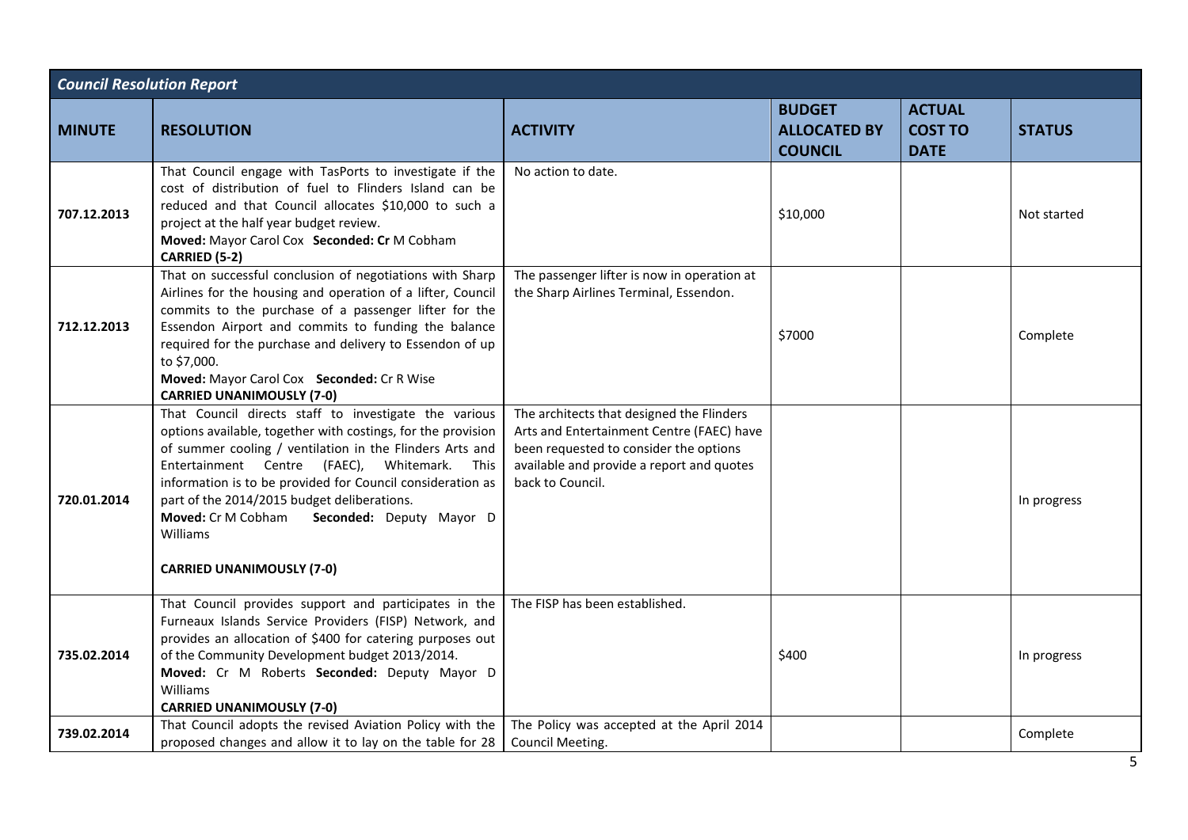| *Council Resolution Report* | | | | | |
|---|---|---|---|---|---|
| **MINUTE** | **RESOLUTION** | **ACTIVITY** | **BUDGET ALLOCATED BY COUNCIL** | **ACTUAL COST TO DATE** | **STATUS** |
| **707.12.2013** | That Council engage with TasPorts to investigate if the cost of distribution of fuel to Flinders Island can be reduced and that Council allocates $10,000 to such a project at the half year budget review. **Moved:** Mayor Carol Cox **Seconded: Cr** M Cobham **CARRIED (5-2)** | No action to date. | $10,000 | | Not started |
| **712.12.2013** | That on successful conclusion of negotiations with Sharp Airlines for the housing and operation of a lifter, Council commits to the purchase of a passenger lifter for the Essendon Airport and commits to funding the balance required for the purchase and delivery to Essendon of up to $7,000. **Moved:** Mayor Carol Cox **Seconded:** Cr R Wise **CARRIED UNANIMOUSLY (7-0)** | The passenger lifter is now in operation at the Sharp Airlines Terminal, Essendon. | $7000 | | Complete |
| **720.01.2014** | That Council directs staff to investigate the various options available, together with costings, for the provision of summer cooling / ventilation in the Flinders Arts and Entertainment Centre (FAEC), Whitemark. This information is to be provided for Council consideration as part of the 2014/2015 budget deliberations. **Moved:** Cr M Cobham **Seconded:** Deputy Mayor D Williams **CARRIED UNANIMOUSLY (7-0)** | The architects that designed the Flinders Arts and Entertainment Centre (FAEC) have been requested to consider the options available and provide a report and quotes back to Council. | | | In progress |
| **735.02.2014** | That Council provides support and participates in the Furneaux Islands Service Providers (FISP) Network, and provides an allocation of $400 for catering purposes out of the Community Development budget 2013/2014. **Moved:** Cr M Roberts **Seconded:** Deputy Mayor D Williams **CARRIED UNANIMOUSLY (7-0)** | The FISP has been established. | $400 | | In progress |
| **739.02.2014** | That Council adopts the revised Aviation Policy with the proposed changes and allow it to lay on the table for 28 | The Policy was accepted at the April 2014 Council Meeting. | | | Complete |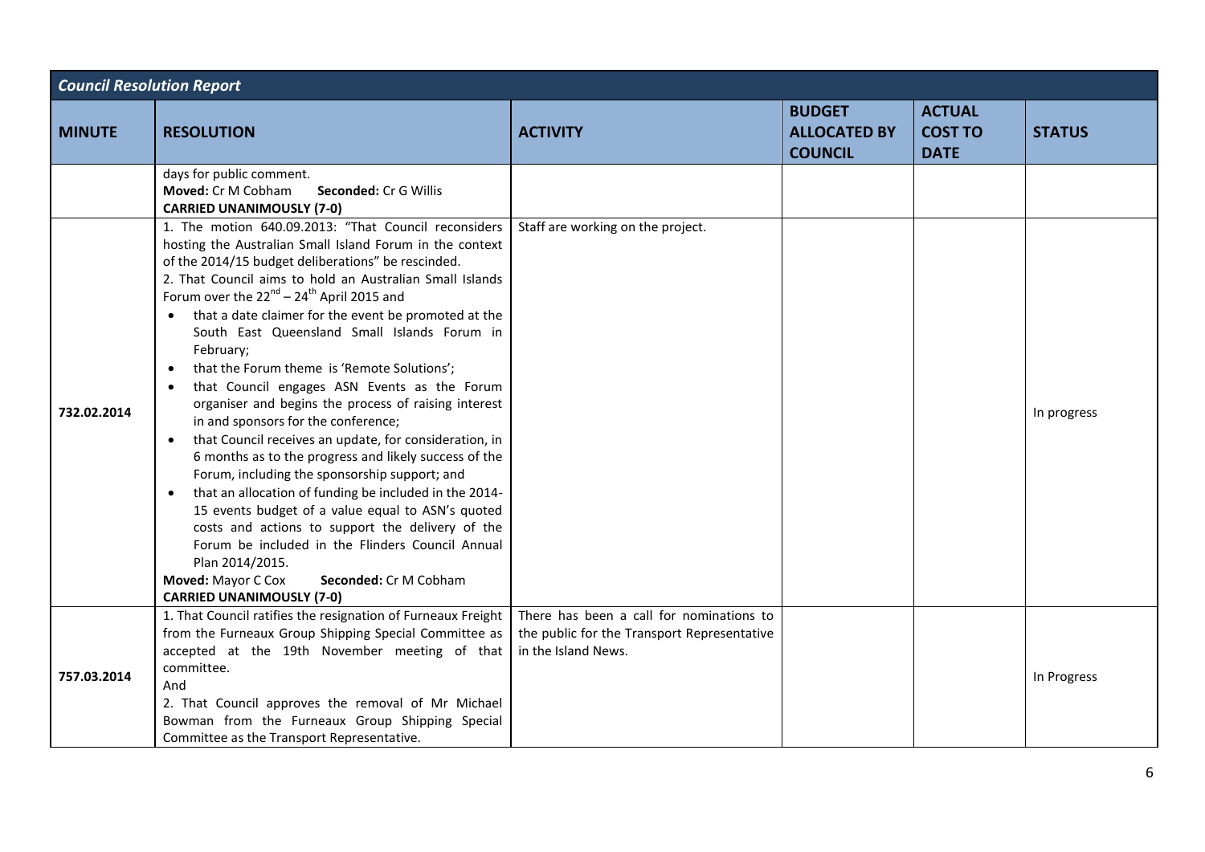| *Council Resolution Report* | | | | | |
|---|---|---|---|---|---|
| **MINUTE** | **RESOLUTION** | **ACTIVITY** | **BUDGET ALLOCATED BY COUNCIL** | **ACTUAL COST TO DATE** | **STATUS** |
| | days for public comment.<br>**Moved:** Cr M Cobham **Seconded:** Cr G Willis<br>**CARRIED UNANIMOUSLY (7-0)** | | | | |
| 732.02.2014 | 1. The motion 640.09.2013: "That Council reconsiders hosting the Australian Small Island Forum in the context of the 2014/15 budget deliberations" be rescinded.<br>2. That Council aims to hold an Australian Small Islands Forum over the 22nd – 24th April 2015 and<br>• that a date claimer for the event be promoted at the South East Queensland Small Islands Forum in February;<br>• that the Forum theme is 'Remote Solutions';<br>• that Council engages ASN Events as the Forum organiser and begins the process of raising interest in and sponsors for the conference;<br>• that Council receives an update, for consideration, in 6 months as to the progress and likely success of the Forum, including the sponsorship support; and<br>• that an allocation of funding be included in the 2014-15 events budget of a value equal to ASN's quoted costs and actions to support the delivery of the Forum be included in the Flinders Council Annual Plan 2014/2015.<br>**Moved:** Mayor C Cox **Seconded:** Cr M Cobham<br>**CARRIED UNANIMOUSLY (7-0)** | Staff are working on the project. | | | In progress |
| 757.03.2014 | 1. That Council ratifies the resignation of Furneaux Freight from the Furneaux Group Shipping Special Committee as accepted at the 19th November meeting of that committee.<br>And<br>2. That Council approves the removal of Mr Michael Bowman from the Furneaux Group Shipping Special Committee as the Transport Representative. | There has been a call for nominations to the public for the Transport Representative in the Island News. | | | In Progress |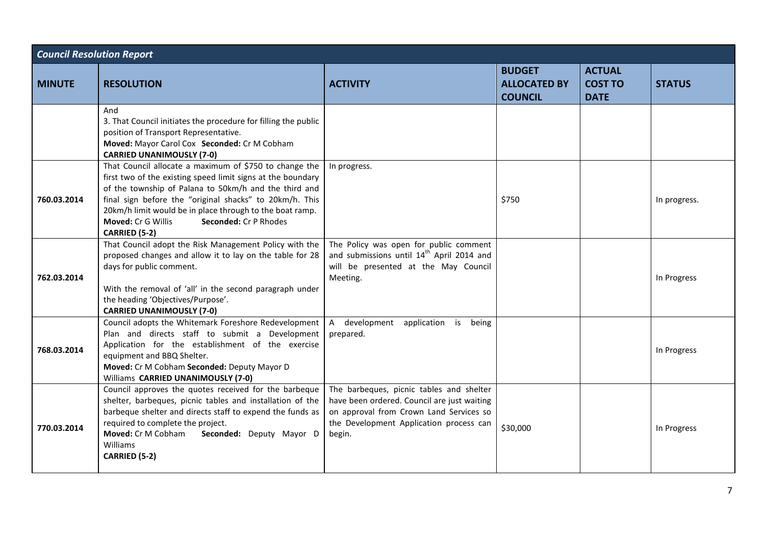| *Council Resolution Report* | | | | | |
|---|---|---|---|---|---|
| **MINUTE** | **RESOLUTION** | **ACTIVITY** | **BUDGET ALLOCATED BY COUNCIL** | **ACTUAL COST TO DATE** | **STATUS** |
| | And<br>3. That Council initiates the procedure for filling the public position of Transport Representative.<br>**Moved:** Mayor Carol Cox **Seconded:** Cr M Cobham<br>**CARRIED UNANIMOUSLY (7-0)** | | | | |
| 760.03.2014 | That Council allocate a maximum of $750 to change the first two of the existing speed limit signs at the boundary of the township of Palana to 50km/h and the third and final sign before the "original shacks" to 20km/h. This 20km/h limit would be in place through to the boat ramp.<br>**Moved:** Cr G Willis **Seconded:** Cr P Rhodes<br>**CARRIED (5-2)** | In progress. | $750 | | In progress. |
| 762.03.2014 | That Council adopt the Risk Management Policy with the proposed changes and allow it to lay on the table for 28 days for public comment.<br><br>With the removal of 'all' in the second paragraph under the heading 'Objectives/Purpose'.<br>**CARRIED UNANIMOUSLY (7-0)** | The Policy was open for public comment and submissions until 14th April 2014 and will be presented at the May Council Meeting. | | | In Progress |
| 768.03.2014 | Council adopts the Whitemark Foreshore Redevelopment Plan and directs staff to submit a Development Application for the establishment of the exercise equipment and BBQ Shelter.<br>**Moved:** Cr M Cobham **Seconded:** Deputy Mayor D Williams **CARRIED UNANIMOUSLY (7-0)** | A development application is being prepared. | | | In Progress |
| 770.03.2014 | Council approves the quotes received for the barbeque shelter, barbeques, picnic tables and installation of the barbeque shelter and directs staff to expend the funds as required to complete the project.<br>**Moved:** Cr M Cobham **Seconded:** Deputy Mayor D Williams<br>**CARRIED (5-2)** | The barbeques, picnic tables and shelter have been ordered. Council are just waiting on approval from Crown Land Services so the Development Application process can begin. | $30,000 | | In Progress |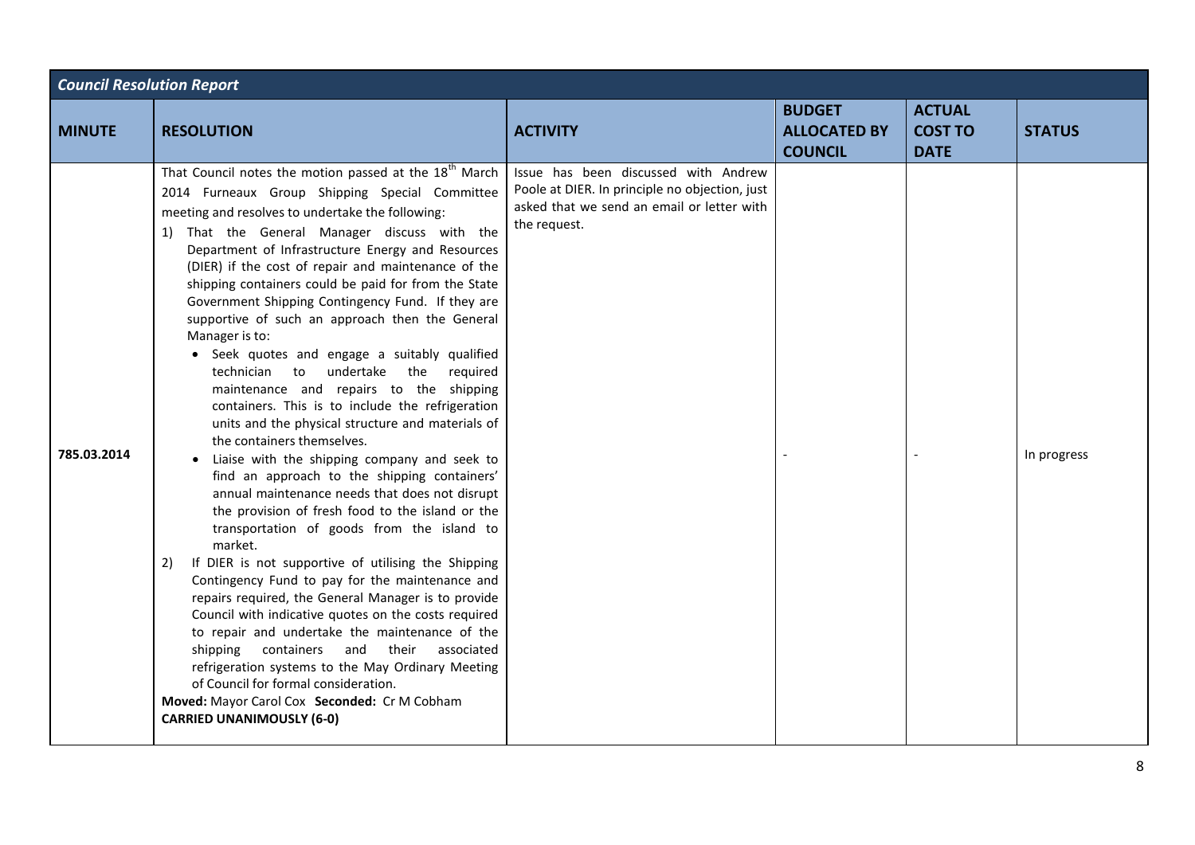| Council Resolution Report | | | | | |
|---|---|---|---|---|---|
| **MINUTE** | **RESOLUTION** | **ACTIVITY** | **BUDGET ALLOCATED BY COUNCIL** | **ACTUAL COST TO DATE** | **STATUS** |
| 785.03.2014 | That Council notes the motion passed at the 18th March 2014 Furneaux Group Shipping Special Committee meeting and resolves to undertake the following:<br>1) That the General Manager discuss with the Department of Infrastructure Energy and Resources (DIER) if the cost of repair and maintenance of the shipping containers could be paid for from the State Government Shipping Contingency Fund. If they are supportive of such an approach then the General Manager is to:<br>• Seek quotes and engage a suitably qualified technician to undertake the required maintenance and repairs to the shipping containers. This is to include the refrigeration units and the physical structure and materials of the containers themselves.<br>• Liaise with the shipping company and seek to find an approach to the shipping containers' annual maintenance needs that does not disrupt the provision of fresh food to the island or the transportation of goods from the island to market.<br>2) If DIER is not supportive of utilising the Shipping Contingency Fund to pay for the maintenance and repairs required, the General Manager is to provide Council with indicative quotes on the costs required to repair and undertake the maintenance of the shipping containers and their associated refrigeration systems to the May Ordinary Meeting of Council for formal consideration.<br>**Moved:** Mayor Carol Cox **Seconded:** Cr M Cobham<br>**CARRIED UNANIMOUSLY (6-0)** | Issue has been discussed with Andrew Poole at DIER. In principle no objection, just asked that we send an email or letter with the request. | - | - | In progress |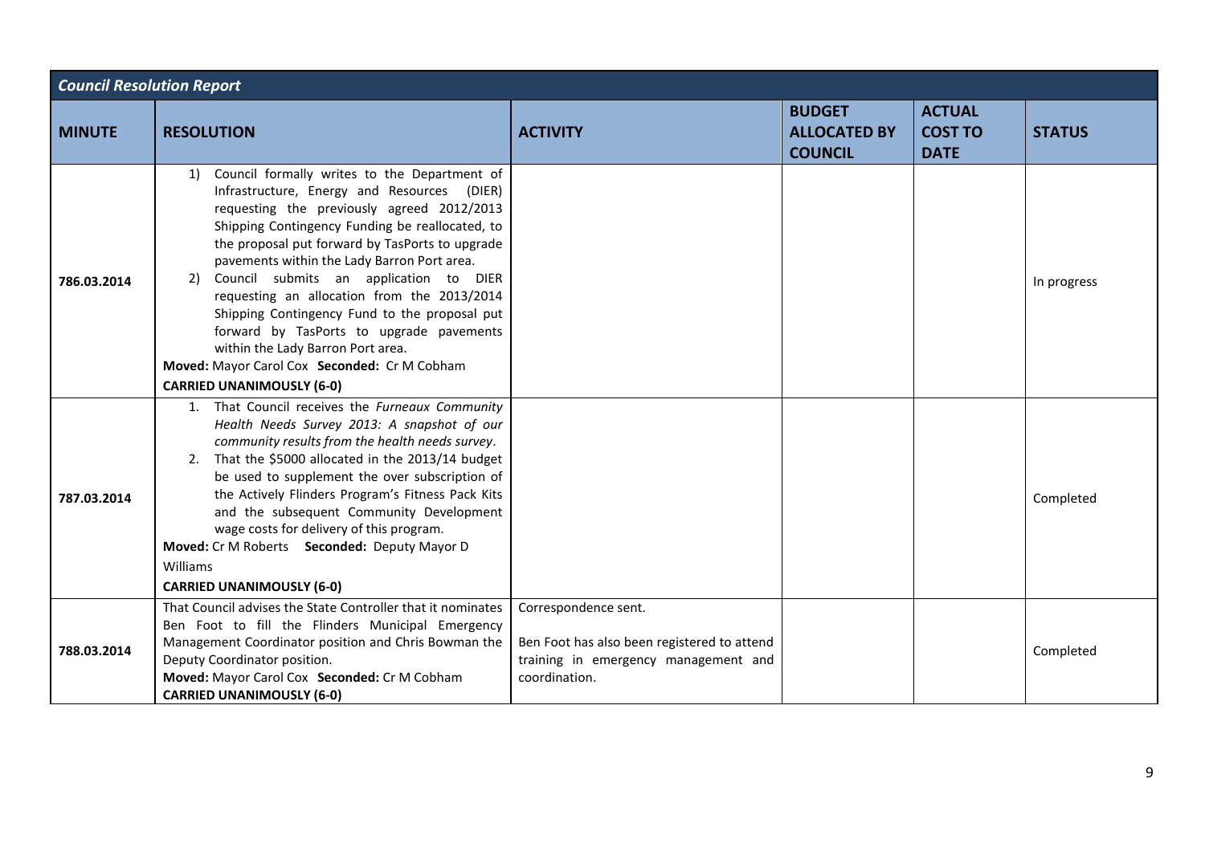| *Council Resolution Report* | | | | | |
|---|---|---|---|---|---|
| **MINUTE** | **RESOLUTION** | **ACTIVITY** | **BUDGET ALLOCATED BY COUNCIL** | **ACTUAL COST TO DATE** | **STATUS** |
| **786.03.2014** | 1) Council formally writes to the Department of Infrastructure, Energy and Resources (DIER) requesting the previously agreed 2012/2013 Shipping Contingency Funding be reallocated, to the proposal put forward by TasPorts to upgrade pavements within the Lady Barron Port area.<br>2) Council submits an application to DIER requesting an allocation from the 2013/2014 Shipping Contingency Fund to the proposal put forward by TasPorts to upgrade pavements within the Lady Barron Port area.<br>**Moved:** Mayor Carol Cox **Seconded:** Cr M Cobham<br>**CARRIED UNANIMOUSLY (6-0)** | | | | In progress |
| **787.03.2014** | 1. That Council receives the *Furneaux Community Health Needs Survey 2013: A snapshot of our community results from the health needs survey*.<br>2. That the $5000 allocated in the 2013/14 budget be used to supplement the over subscription of the Actively Flinders Program's Fitness Pack Kits and the subsequent Community Development wage costs for delivery of this program.<br>**Moved:** Cr M Roberts **Seconded:** Deputy Mayor D Williams<br>**CARRIED UNANIMOUSLY (6-0)** | | | | Completed |
| **788.03.2014** | That Council advises the State Controller that it nominates Ben Foot to fill the Flinders Municipal Emergency Management Coordinator position and Chris Bowman the Deputy Coordinator position.<br>**Moved:** Mayor Carol Cox **Seconded:** Cr M Cobham<br>**CARRIED UNANIMOUSLY (6-0)** | Correspondence sent.<br>Ben Foot has also been registered to attend training in emergency management and coordination. | | | Completed |